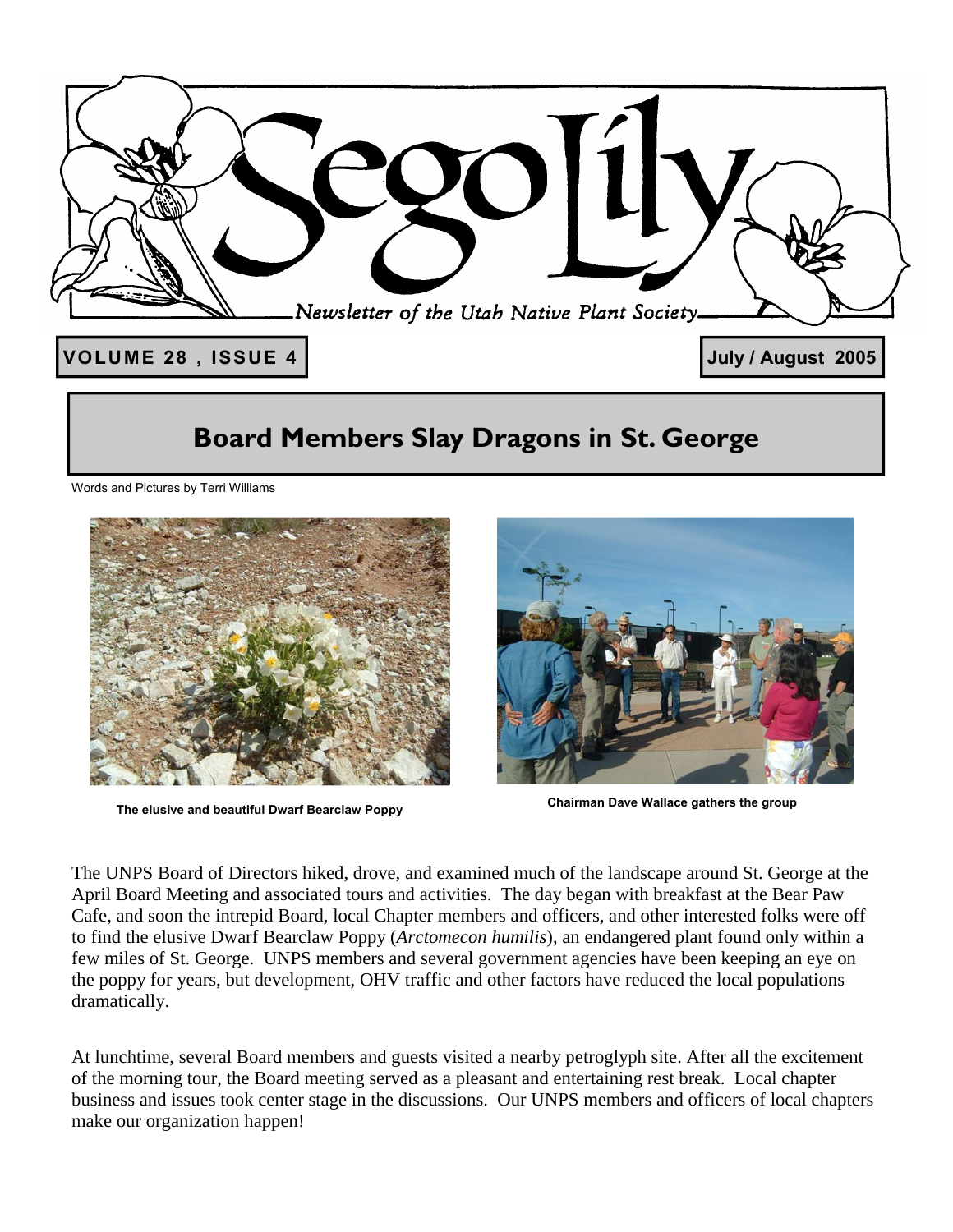# Sego Lily

*Newsletter of the Utah Native Plant Society*

**VOLUME 28 , ISSUE 4** | **July / August 2005**

## Board Members Slay Dragons in St. George

Words and Pictures by Terri Williams

**The elusive and beautiful Dwarf Bearclaw Poppy**

**Chairman Dave Wallace gathers the group**

The UNPS Board of Directors hiked, drove, and examined much of the landscape around St. George at the April Board Meeting and associated tours and activities. The day began with breakfast at the Bear Paw Cafe, and soon the intrepid Board, local Chapter members and officers, and other interested folks were off to find the elusive Dwarf Bearclaw Poppy (*Arctomecon humilis*), an endangered plant found only within a few miles of St. George. UNPS members and several government agencies have been keeping an eye on the poppy for years, but development, OHV traffic and other factors have reduced the local populations dramatically.

At lunchtime, several Board members and guests visited a nearby petroglyph site. After all the excitement of the morning tour, the Board meeting served as a pleasant and entertaining rest break. Local chapter business and issues took center stage in the discussions. Our UNPS members and officers of local chapters make our organization happen!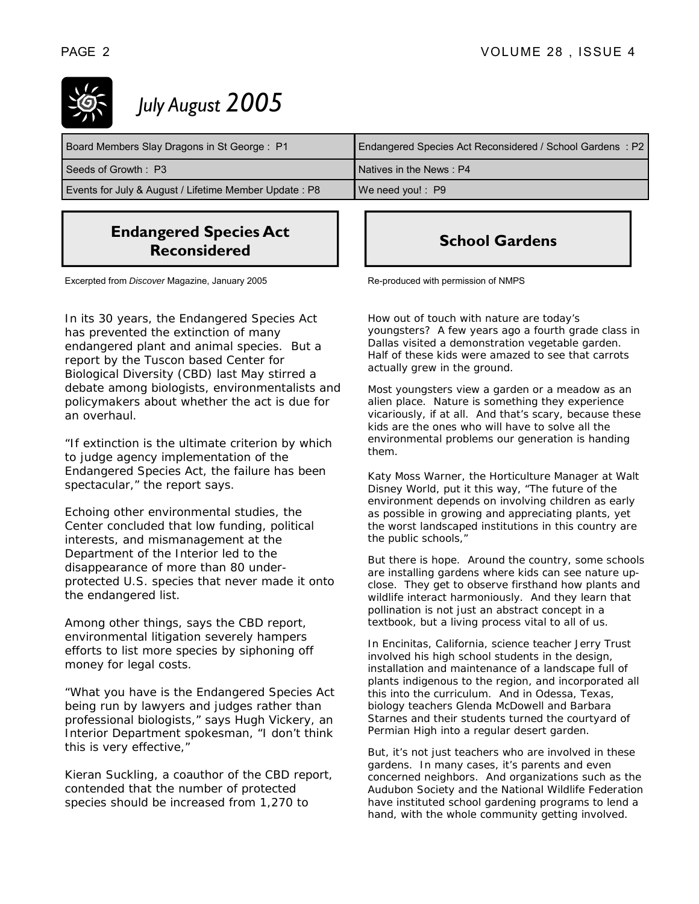# July August 2005

| Board Members Slay Dragons in St George : P1 | Endangered Species Act Reconsidered / School Gardens : P2 |
|---|---|
| Seeds of Growth : P3 | Natives in the News : P4 |
| Events for July & August / Lifetime Member Update : P8 | We need you! : P9 |

## Endangered Species Act Reconsidered

Excerpted from *Discover* Magazine, January 2005

In its 30 years, the Endangered Species Act has prevented the extinction of many endangered plant and animal species. But a report by the Tuscon based Center for Biological Diversity (CBD) last May stirred a debate among biologists, environmentalists and policymakers about whether the act is due for an overhaul.

"If extinction is the ultimate criterion by which to judge agency implementation of the Endangered Species Act, the failure has been spectacular," the report says.

Echoing other environmental studies, the Center concluded that low funding, political interests, and mismanagement at the Department of the Interior led to the disappearance of more than 80 under-protected U.S. species that never made it onto the endangered list.

Among other things, says the CBD report, environmental litigation severely hampers efforts to list more species by siphoning off money for legal costs.

"What you have is the Endangered Species Act being run by lawyers and judges rather than professional biologists," says Hugh Vickery, an Interior Department spokesman, "I don't think this is very effective,"

Kieran Suckling, a coauthor of the CBD report, contended that the number of protected species should be increased from 1,270 to

## School Gardens

Re-produced with permission of NMPS

How out of touch with nature are today's youngsters? A few years ago a fourth grade class in Dallas visited a demonstration vegetable garden. Half of these kids were amazed to see that carrots actually grew in the ground.

Most youngsters view a garden or a meadow as an alien place. Nature is something they experience vicariously, if at all. And that's scary, because these kids are the ones who will have to solve all the environmental problems our generation is handing them.

Katy Moss Warner, the Horticulture Manager at Walt Disney World, put it this way, "The future of the environment depends on involving children as early as possible in growing and appreciating plants, yet the worst landscaped institutions in this country are the public schools,"

But there is hope. Around the country, some schools are installing gardens where kids can see nature up-close. They get to observe firsthand how plants and wildlife interact harmoniously. And they learn that pollination is not just an abstract concept in a textbook, but a living process vital to all of us.

In Encinitas, California, science teacher Jerry Trust involved his high school students in the design, installation and maintenance of a landscape full of plants indigenous to the region, and incorporated all this into the curriculum. And in Odessa, Texas, biology teachers Glenda McDowell and Barbara Starnes and their students turned the courtyard of Permian High into a regular desert garden.

But, it's not just teachers who are involved in these gardens. In many cases, it's parents and even concerned neighbors. And organizations such as the Audubon Society and the National Wildlife Federation have instituted school gardening programs to lend a hand, with the whole community getting involved.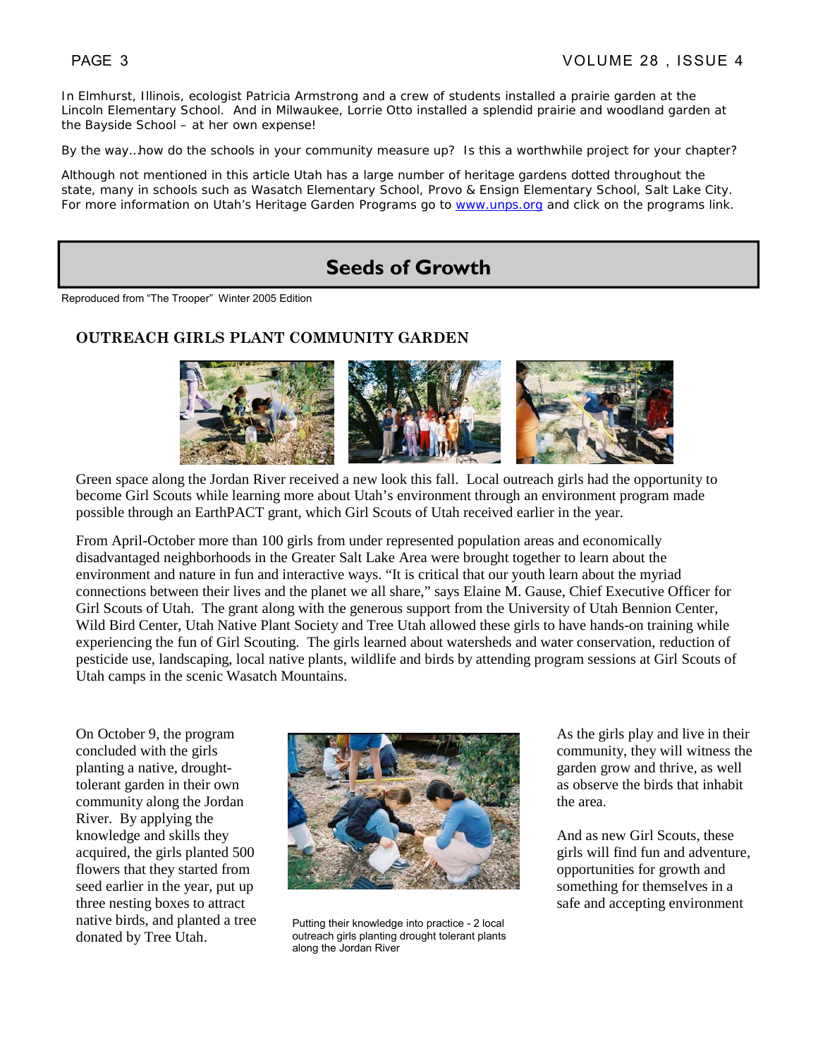In Elmhurst, Illinois, ecologist Patricia Armstrong and a crew of students installed a prairie garden at the Lincoln Elementary School. And in Milwaukee, Lorrie Otto installed a splendid prairie and woodland garden at the Bayside School – at her own expense!

By the way…how do the schools in your community measure up? Is this a worthwhile project for your chapter?

Although not mentioned in this article Utah has a large number of heritage gardens dotted throughout the state, many in schools such as Wasatch Elementary School, Provo & Ensign Elementary School, Salt Lake City. For more information on Utah's Heritage Garden Programs go to www.unps.org and click on the programs link.

## Seeds of Growth

Reproduced from "The Trooper" Winter 2005 Edition

### OUTREACH GIRLS PLANT COMMUNITY GARDEN

Green space along the Jordan River received a new look this fall. Local outreach girls had the opportunity to become Girl Scouts while learning more about Utah's environment through an environment program made possible through an EarthPACT grant, which Girl Scouts of Utah received earlier in the year.

From April-October more than 100 girls from under represented population areas and economically disadvantaged neighborhoods in the Greater Salt Lake Area were brought together to learn about the environment and nature in fun and interactive ways. "It is critical that our youth learn about the myriad connections between their lives and the planet we all share," says Elaine M. Gause, Chief Executive Officer for Girl Scouts of Utah. The grant along with the generous support from the University of Utah Bennion Center, Wild Bird Center, Utah Native Plant Society and Tree Utah allowed these girls to have hands-on training while experiencing the fun of Girl Scouting. The girls learned about watersheds and water conservation, reduction of pesticide use, landscaping, local native plants, wildlife and birds by attending program sessions at Girl Scouts of Utah camps in the scenic Wasatch Mountains.

On October 9, the program concluded with the girls planting a native, drought-tolerant garden in their own community along the Jordan River. By applying the knowledge and skills they acquired, the girls planted 500 flowers that they started from seed earlier in the year, put up three nesting boxes to attract native birds, and planted a tree donated by Tree Utah.

Putting their knowledge into practice - 2 local outreach girls planting drought tolerant plants along the Jordan River

As the girls play and live in their community, they will witness the garden grow and thrive, as well as observe the birds that inhabit the area.

And as new Girl Scouts, these girls will find fun and adventure, opportunities for growth and something for themselves in a safe and accepting environment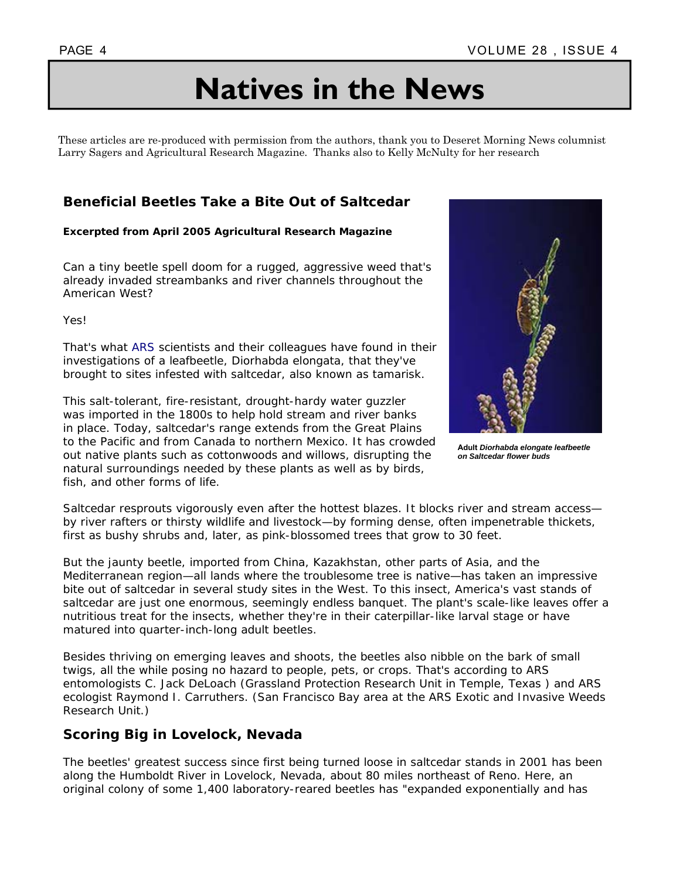# Natives in the News

These articles are re-produced with permission from the authors, thank you to Deseret Morning News columnist Larry Sagers and Agricultural Research Magazine. Thanks also to Kelly McNulty for her research

## Beneficial Beetles Take a Bite Out of Saltcedar

**Excerpted from April 2005 Agricultural Research Magazine**

Can a tiny beetle spell doom for a rugged, aggressive weed that's already invaded streambanks and river channels throughout the American West?

Yes!

That's what ARS scientists and their colleagues have found in their investigations of a leafbeetle, Diorhabda elongata, that they've brought to sites infested with saltcedar, also known as tamarisk.

This salt-tolerant, fire-resistant, drought-hardy water guzzler was imported in the 1800s to help hold stream and river banks in place. Today, saltcedar's range extends from the Great Plains to the Pacific and from Canada to northern Mexico. It has crowded out native plants such as cottonwoods and willows, disrupting the natural surroundings needed by these plants as well as by birds, fish, and other forms of life.

**Adult *Diorhabda elongate leafbeetle on Saltcedar flower buds***

Saltcedar resprouts vigorously even after the hottest blazes. It blocks river and stream access—by river rafters or thirsty wildlife and livestock—by forming dense, often impenetrable thickets, first as bushy shrubs and, later, as pink-blossomed trees that grow to 30 feet.

But the jaunty beetle, imported from China, Kazakhstan, other parts of Asia, and the Mediterranean region—all lands where the troublesome tree is native—has taken an impressive bite out of saltcedar in several study sites in the West. To this insect, America's vast stands of saltcedar are just one enormous, seemingly endless banquet. The plant's scale-like leaves offer a nutritious treat for the insects, whether they're in their caterpillar-like larval stage or have matured into quarter-inch-long adult beetles.

Besides thriving on emerging leaves and shoots, the beetles also nibble on the bark of small twigs, all the while posing no hazard to people, pets, or crops. That's according to ARS entomologists C. Jack DeLoach (Grassland Protection Research Unit in Temple, Texas ) and ARS ecologist Raymond I. Carruthers. (San Francisco Bay area at the ARS Exotic and Invasive Weeds Research Unit.)

### Scoring Big in Lovelock, Nevada

The beetles' greatest success since first being turned loose in saltcedar stands in 2001 has been along the Humboldt River in Lovelock, Nevada, about 80 miles northeast of Reno. Here, an original colony of some 1,400 laboratory-reared beetles has "expanded exponentially and has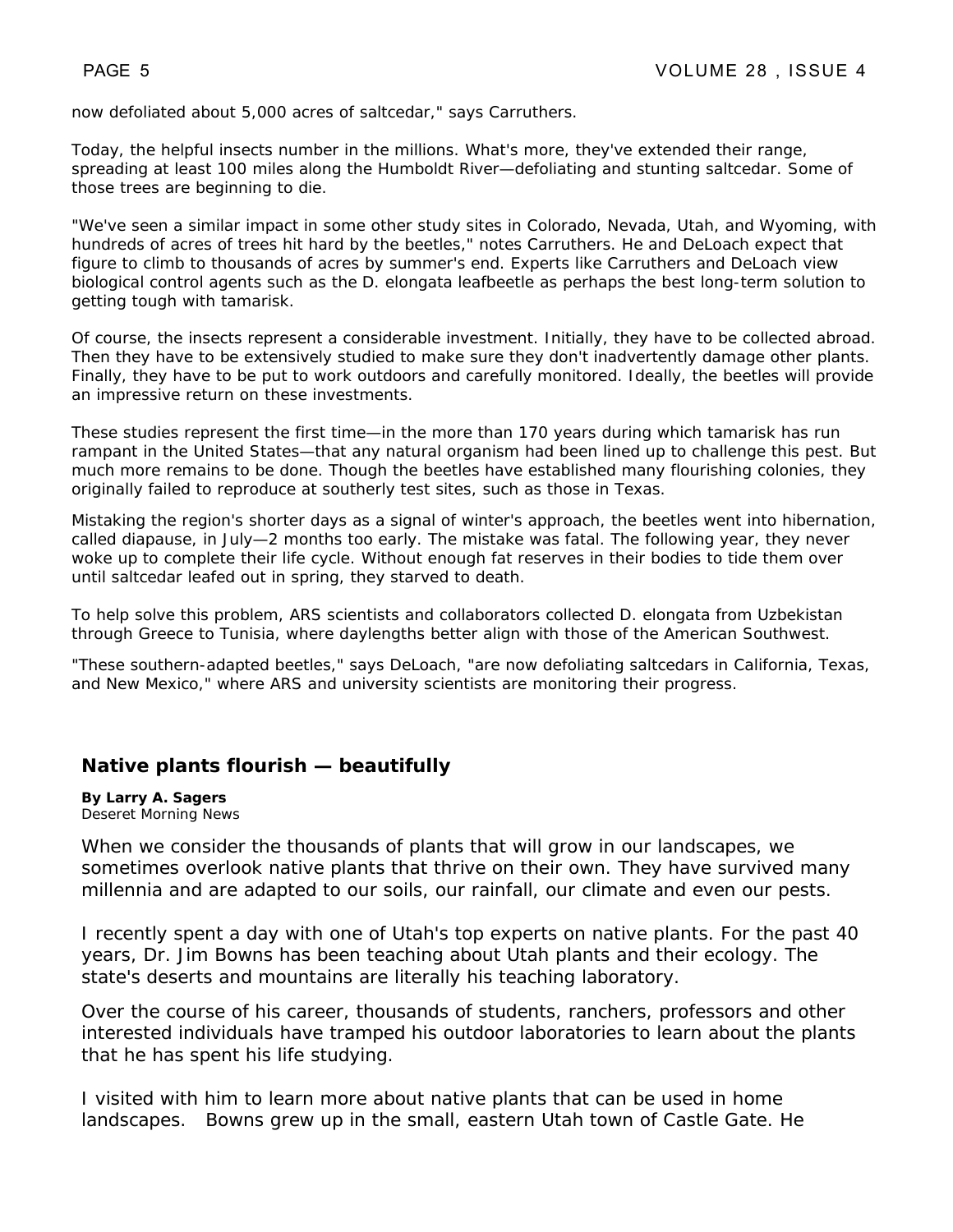now defoliated about 5,000 acres of saltcedar," says Carruthers.

Today, the helpful insects number in the millions. What's more, they've extended their range, spreading at least 100 miles along the Humboldt River—defoliating and stunting saltcedar. Some of those trees are beginning to die.

"We've seen a similar impact in some other study sites in Colorado, Nevada, Utah, and Wyoming, with hundreds of acres of trees hit hard by the beetles," notes Carruthers. He and DeLoach expect that figure to climb to thousands of acres by summer's end. Experts like Carruthers and DeLoach view biological control agents such as the D. elongata leafbeetle as perhaps the best long-term solution to getting tough with tamarisk.

Of course, the insects represent a considerable investment. Initially, they have to be collected abroad. Then they have to be extensively studied to make sure they don't inadvertently damage other plants. Finally, they have to be put to work outdoors and carefully monitored. Ideally, the beetles will provide an impressive return on these investments.

These studies represent the first time—in the more than 170 years during which tamarisk has run rampant in the United States—that any natural organism had been lined up to challenge this pest. But much more remains to be done. Though the beetles have established many flourishing colonies, they originally failed to reproduce at southerly test sites, such as those in Texas.

Mistaking the region's shorter days as a signal of winter's approach, the beetles went into hibernation, called diapause, in July—2 months too early. The mistake was fatal. The following year, they never woke up to complete their life cycle. Without enough fat reserves in their bodies to tide them over until saltcedar leafed out in spring, they starved to death.

To help solve this problem, ARS scientists and collaborators collected D. elongata from Uzbekistan through Greece to Tunisia, where daylengths better align with those of the American Southwest.

"These southern-adapted beetles," says DeLoach, "are now defoliating saltcedars in California, Texas, and New Mexico," where ARS and university scientists are monitoring their progress.

## Native plants flourish — beautifully

**By Larry A. Sagers**
Deseret Morning News

When we consider the thousands of plants that will grow in our landscapes, we sometimes overlook native plants that thrive on their own. They have survived many millennia and are adapted to our soils, our rainfall, our climate and even our pests.

I recently spent a day with one of Utah's top experts on native plants. For the past 40 years, Dr. Jim Bowns has been teaching about Utah plants and their ecology. The state's deserts and mountains are literally his teaching laboratory.

Over the course of his career, thousands of students, ranchers, professors and other interested individuals have tramped his outdoor laboratories to learn about the plants that he has spent his life studying.

I visited with him to learn more about native plants that can be used in home landscapes. Bowns grew up in the small, eastern Utah town of Castle Gate. He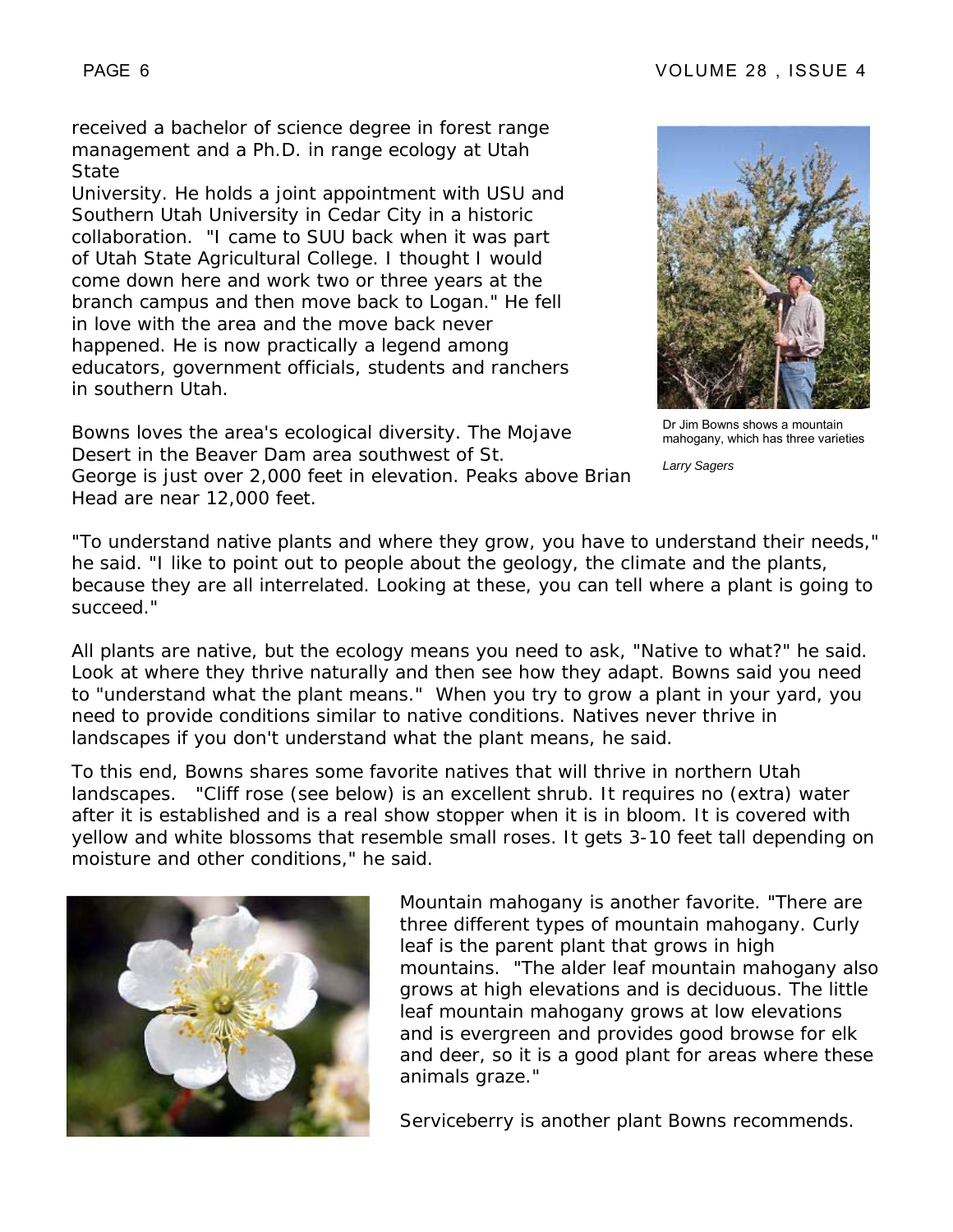received a bachelor of science degree in forest range management and a Ph.D. in range ecology at Utah State University. He holds a joint appointment with USU and Southern Utah University in Cedar City in a historic collaboration. "I came to SUU back when it was part of Utah State Agricultural College. I thought I would come down here and work two or three years at the branch campus and then move back to Logan." He fell in love with the area and the move back never happened. He is now practically a legend among educators, government officials, students and ranchers in southern Utah.

Dr Jim Bowns shows a mountain mahogany, which has three varieties

*Larry Sagers*

Bowns loves the area's ecological diversity. The Mojave Desert in the Beaver Dam area southwest of St. George is just over 2,000 feet in elevation. Peaks above Brian Head are near 12,000 feet.

"To understand native plants and where they grow, you have to understand their needs," he said. "I like to point out to people about the geology, the climate and the plants, because they are all interrelated. Looking at these, you can tell where a plant is going to succeed."

All plants are native, but the ecology means you need to ask, "Native to what?" he said. Look at where they thrive naturally and then see how they adapt. Bowns said you need to "understand what the plant means." When you try to grow a plant in your yard, you need to provide conditions similar to native conditions. Natives never thrive in landscapes if you don't understand what the plant means, he said.

To this end, Bowns shares some favorite natives that will thrive in northern Utah landscapes. "Cliff rose (see below) is an excellent shrub. It requires no (extra) water after it is established and is a real show stopper when it is in bloom. It is covered with yellow and white blossoms that resemble small roses. It gets 3-10 feet tall depending on moisture and other conditions," he said.

Mountain mahogany is another favorite. "There are three different types of mountain mahogany. Curly leaf is the parent plant that grows in high mountains. "The alder leaf mountain mahogany also grows at high elevations and is deciduous. The little leaf mountain mahogany grows at low elevations and is evergreen and provides good browse for elk and deer, so it is a good plant for areas where these animals graze."

Serviceberry is another plant Bowns recommends.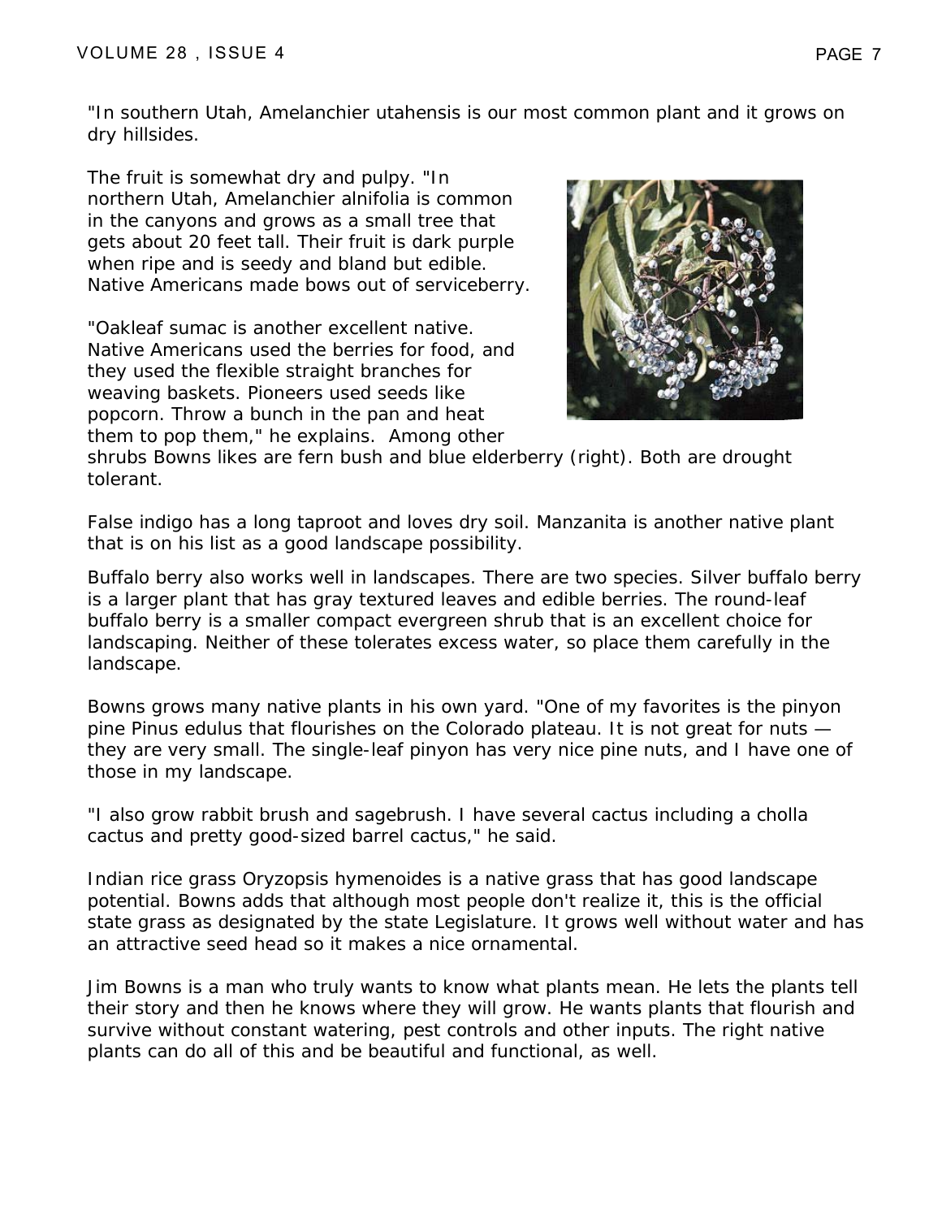"In southern Utah, Amelanchier utahensis is our most common plant and it grows on dry hillsides.

The fruit is somewhat dry and pulpy. "In northern Utah, Amelanchier alnifolia is common in the canyons and grows as a small tree that gets about 20 feet tall. Their fruit is dark purple when ripe and is seedy and bland but edible. Native Americans made bows out of serviceberry.

"Oakleaf sumac is another excellent native. Native Americans used the berries for food, and they used the flexible straight branches for weaving baskets. Pioneers used seeds like popcorn. Throw a bunch in the pan and heat them to pop them," he explains. Among other shrubs Bowns likes are fern bush and blue elderberry (right). Both are drought tolerant.

False indigo has a long taproot and loves dry soil. Manzanita is another native plant that is on his list as a good landscape possibility.

Buffalo berry also works well in landscapes. There are two species. Silver buffalo berry is a larger plant that has gray textured leaves and edible berries. The round-leaf buffalo berry is a smaller compact evergreen shrub that is an excellent choice for landscaping. Neither of these tolerates excess water, so place them carefully in the landscape.

Bowns grows many native plants in his own yard. "One of my favorites is the pinyon pine Pinus edulus that flourishes on the Colorado plateau. It is not great for nuts — they are very small. The single-leaf pinyon has very nice pine nuts, and I have one of those in my landscape.

"I also grow rabbit brush and sagebrush. I have several cactus including a cholla cactus and pretty good-sized barrel cactus," he said.

Indian rice grass Oryzopsis hymenoides is a native grass that has good landscape potential. Bowns adds that although most people don't realize it, this is the official state grass as designated by the state Legislature. It grows well without water and has an attractive seed head so it makes a nice ornamental.

Jim Bowns is a man who truly wants to know what plants mean. He lets the plants tell their story and then he knows where they will grow. He wants plants that flourish and survive without constant watering, pest controls and other inputs. The right native plants can do all of this and be beautiful and functional, as well.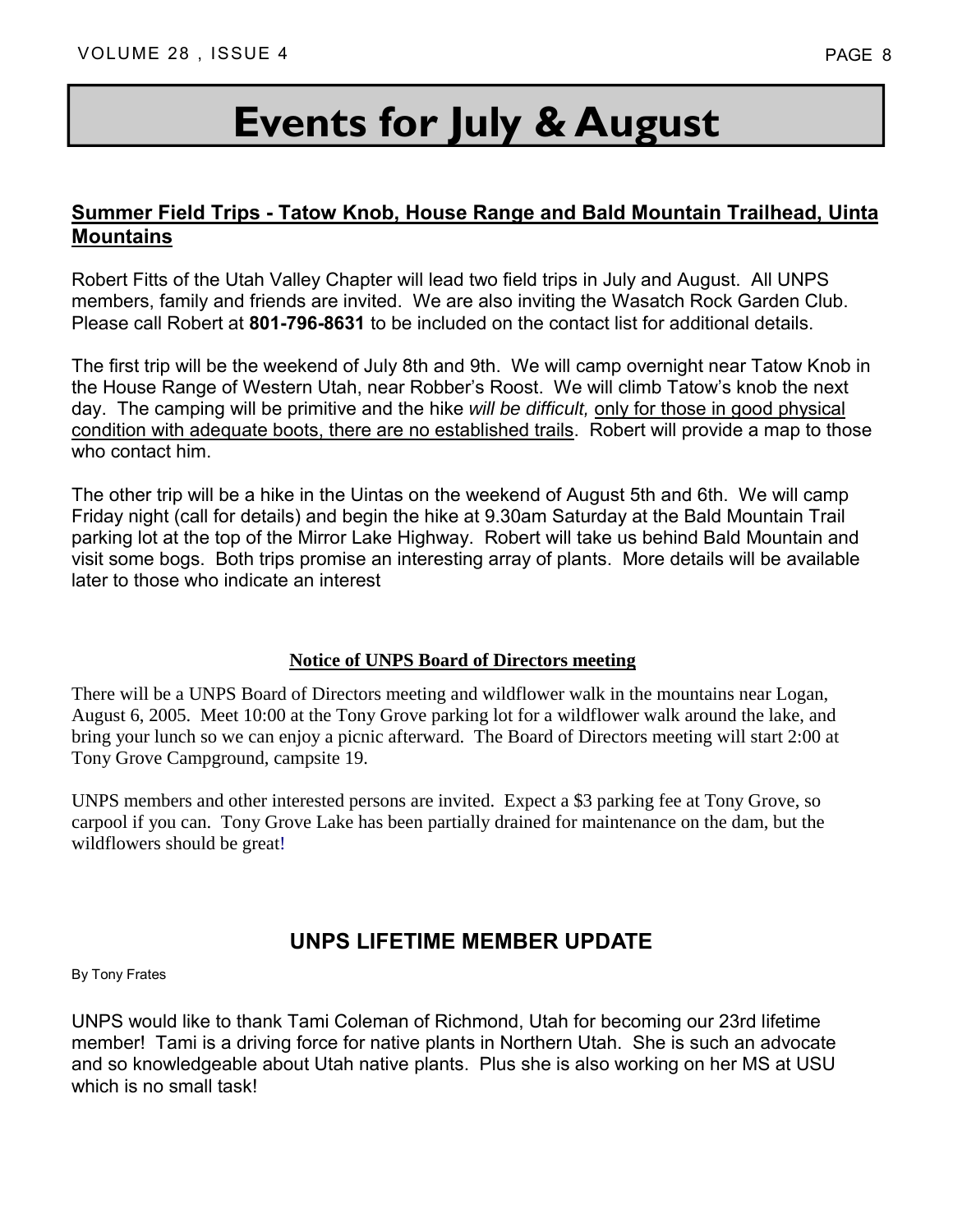# Events for July & August

## Summer Field Trips - Tatow Knob, House Range and Bald Mountain Trailhead, Uinta Mountains

Robert Fitts of the Utah Valley Chapter will lead two field trips in July and August. All UNPS members, family and friends are invited. We are also inviting the Wasatch Rock Garden Club. Please call Robert at **801-796-8631** to be included on the contact list for additional details.

The first trip will be the weekend of July 8th and 9th. We will camp overnight near Tatow Knob in the House Range of Western Utah, near Robber's Roost. We will climb Tatow's knob the next day. The camping will be primitive and the hike *will be difficult,* only for those in good physical condition with adequate boots, there are no established trails. Robert will provide a map to those who contact him.

The other trip will be a hike in the Uintas on the weekend of August 5th and 6th. We will camp Friday night (call for details) and begin the hike at 9.30am Saturday at the Bald Mountain Trail parking lot at the top of the Mirror Lake Highway. Robert will take us behind Bald Mountain and visit some bogs. Both trips promise an interesting array of plants. More details will be available later to those who indicate an interest

### Notice of UNPS Board of Directors meeting

There will be a UNPS Board of Directors meeting and wildflower walk in the mountains near Logan, August 6, 2005. Meet 10:00 at the Tony Grove parking lot for a wildflower walk around the lake, and bring your lunch so we can enjoy a picnic afterward. The Board of Directors meeting will start 2:00 at Tony Grove Campground, campsite 19.

UNPS members and other interested persons are invited. Expect a $3 parking fee at Tony Grove, so carpool if you can. Tony Grove Lake has been partially drained for maintenance on the dam, but the wildflowers should be great!

## UNPS LIFETIME MEMBER UPDATE

By Tony Frates

UNPS would like to thank Tami Coleman of Richmond, Utah for becoming our 23rd lifetime member! Tami is a driving force for native plants in Northern Utah. She is such an advocate and so knowledgeable about Utah native plants. Plus she is also working on her MS at USU which is no small task!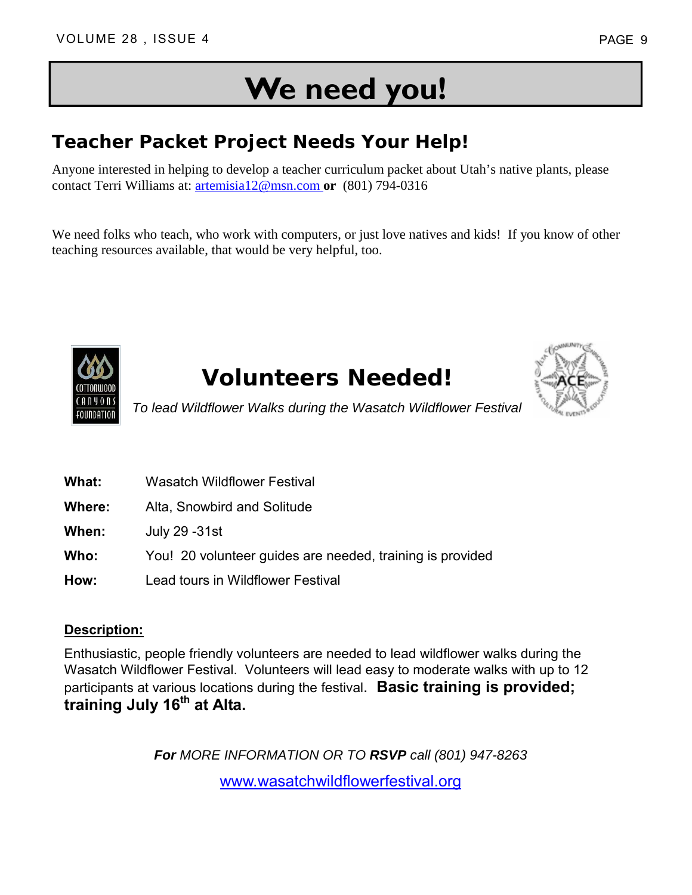# We need you!

## Teacher Packet Project Needs Your Help!

Anyone interested in helping to develop a teacher curriculum packet about Utah's native plants, please contact Terri Williams at: artemisia12@msn.com **or** (801) 794-0316

We need folks who teach, who work with computers, or just love natives and kids! If you know of other teaching resources available, that would be very helpful, too.

## Volunteers Needed!

*To lead Wildflower Walks during the Wasatch Wildflower Festival*

| | |
|---|---|
| **What:** | Wasatch Wildflower Festival |
| **Where:** | Alta, Snowbird and Solitude |
| **When:** | July 29 -31st |
| **Who:** | You! 20 volunteer guides are needed, training is provided |
| **How:** | Lead tours in Wildflower Festival |

**Description:**

Enthusiastic, people friendly volunteers are needed to lead wildflower walks during the Wasatch Wildflower Festival. Volunteers will lead easy to moderate walks with up to 12 participants at various locations during the festival. **Basic training is provided; training July 16th at Alta.**

***For*** *MORE INFORMATION OR TO* ***RSVP*** *call (801) 947-8263*

www.wasatchwildflowerfestival.org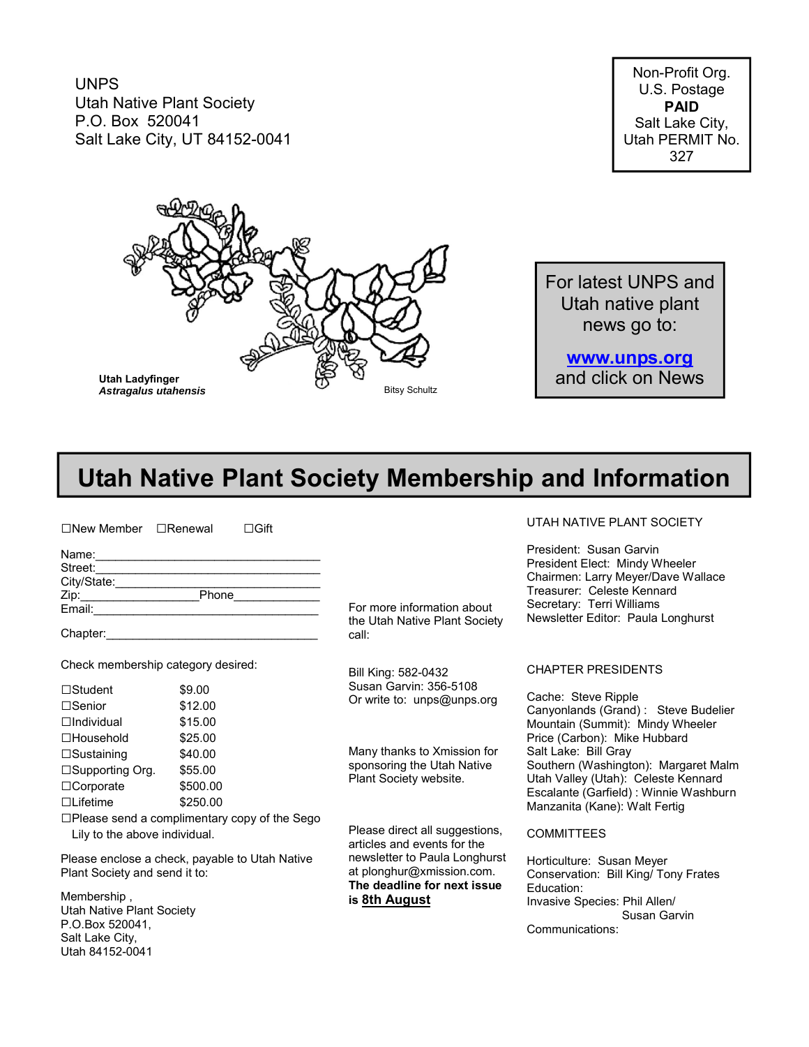UNPS
Utah Native Plant Society
P.O. Box 520041
Salt Lake City, UT 84152-0041

Non-Profit Org.
U.S. Postage
**PAID**
Salt Lake City,
Utah PERMIT No.
327

**Utah Ladyfinger**
***Astragalus utahensis***

Bitsy Schultz

For latest UNPS and Utah native plant news go to:

**www.unps.org**
and click on News

# Utah Native Plant Society Membership and Information

☐New Member ☐Renewal ☐Gift

Name:______________________________
Street:______________________________
City/State:___________________________
Zip:________________Phone____________
Email:______________________________

Chapter:_____________________________

Check membership category desired:

| | |
|---|---|
| ☐Student | $9.00 |
| ☐Senior | $12.00 |
| ☐Individual | $15.00 |
| ☐Household | $25.00 |
| ☐Sustaining | $40.00 |
| ☐Supporting Org. | $55.00 |
| ☐Corporate | $500.00 |
| ☐Lifetime | $250.00 |

☐Please send a complimentary copy of the Sego Lily to the above individual.

Please enclose a check, payable to Utah Native Plant Society and send it to:

Membership ,
Utah Native Plant Society
P.O.Box 520041,
Salt Lake City,
Utah 84152-0041

For more information about the Utah Native Plant Society call:

Bill King: 582-0432
Susan Garvin: 356-5108
Or write to: unps@unps.org

Many thanks to Xmission for sponsoring the Utah Native Plant Society website.

Please direct all suggestions, articles and events for the newsletter to Paula Longhurst at plonghur@xmission.com.
**The deadline for next issue is 8th August**

UTAH NATIVE PLANT SOCIETY

President: Susan Garvin
President Elect: Mindy Wheeler
Chairmen: Larry Meyer/Dave Wallace
Treasurer: Celeste Kennard
Secretary: Terri Williams
Newsletter Editor: Paula Longhurst

CHAPTER PRESIDENTS

Cache: Steve Ripple
Canyonlands (Grand) : Steve Budelier
Mountain (Summit): Mindy Wheeler
Price (Carbon): Mike Hubbard
Salt Lake: Bill Gray
Southern (Washington): Margaret Malm
Utah Valley (Utah): Celeste Kennard
Escalante (Garfield) : Winnie Washburn
Manzanita (Kane): Walt Fertig

COMMITTEES

Horticulture: Susan Meyer
Conservation: Bill King/ Tony Frates
Education:
Invasive Species: Phil Allen/ Susan Garvin
Communications: